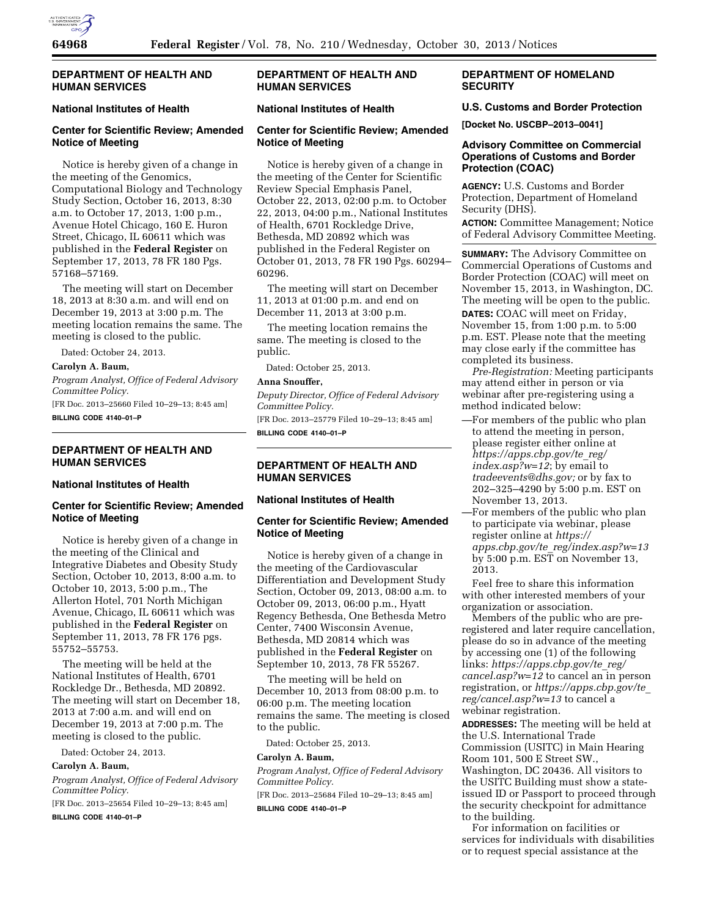## DEPARTMENT OF HEALTH AND HUMAN SERVICES

### National Institutes of Health

### Center for Scientific Review; Amended Notice of Meeting

Notice is hereby given of a change in the meeting of the Genomics, Computational Biology and Technology Study Section, October 16, 2013, 8:30 a.m. to October 17, 2013, 1:00 p.m., Avenue Hotel Chicago, 160 E. Huron Street, Chicago, IL 60611 which was published in the **Federal Register** on September 17, 2013, 78 FR 180 Pgs. 57168–57169.

The meeting will start on December 18, 2013 at 8:30 a.m. and will end on December 19, 2013 at 3:00 p.m. The meeting location remains the same. The meeting is closed to the public.

Dated: October 24, 2013.

**Carolyn A. Baum,**

*Program Analyst, Office of Federal Advisory Committee Policy.*

[FR Doc. 2013–25660 Filed 10–29–13; 8:45 am]

**BILLING CODE 4140–01–P**

## DEPARTMENT OF HEALTH AND HUMAN SERVICES

### National Institutes of Health

### Center for Scientific Review; Amended Notice of Meeting

Notice is hereby given of a change in the meeting of the Clinical and Integrative Diabetes and Obesity Study Section, October 10, 2013, 8:00 a.m. to October 10, 2013, 5:00 p.m., The Allerton Hotel, 701 North Michigan Avenue, Chicago, IL 60611 which was published in the **Federal Register** on September 11, 2013, 78 FR 176 pgs. 55752–55753.

The meeting will be held at the National Institutes of Health, 6701 Rockledge Dr., Bethesda, MD 20892. The meeting will start on December 18, 2013 at 7:00 a.m. and will end on December 19, 2013 at 7:00 p.m. The meeting is closed to the public.

Dated: October 24, 2013.

**Carolyn A. Baum,**

*Program Analyst, Office of Federal Advisory Committee Policy.*

[FR Doc. 2013–25654 Filed 10–29–13; 8:45 am]

**BILLING CODE 4140–01–P**

## DEPARTMENT OF HEALTH AND HUMAN SERVICES

### National Institutes of Health

### Center for Scientific Review; Amended Notice of Meeting

Notice is hereby given of a change in the meeting of the Center for Scientific Review Special Emphasis Panel, October 22, 2013, 02:00 p.m. to October 22, 2013, 04:00 p.m., National Institutes of Health, 6701 Rockledge Drive, Bethesda, MD 20892 which was published in the Federal Register on October 01, 2013, 78 FR 190 Pgs. 60294–60296.

The meeting will start on December 11, 2013 at 01:00 p.m. and end on December 11, 2013 at 3:00 p.m.

The meeting location remains the same. The meeting is closed to the public.

Dated: October 25, 2013.

**Anna Snouffer,**

*Deputy Director, Office of Federal Advisory Committee Policy.*

[FR Doc. 2013–25779 Filed 10–29–13; 8:45 am]

**BILLING CODE 4140–01–P**

## DEPARTMENT OF HEALTH AND HUMAN SERVICES

### National Institutes of Health

### Center for Scientific Review; Amended Notice of Meeting

Notice is hereby given of a change in the meeting of the Cardiovascular Differentiation and Development Study Section, October 09, 2013, 08:00 a.m. to October 09, 2013, 06:00 p.m., Hyatt Regency Bethesda, One Bethesda Metro Center, 7400 Wisconsin Avenue, Bethesda, MD 20814 which was published in the **Federal Register** on September 10, 2013, 78 FR 55267.

The meeting will be held on December 10, 2013 from 08:00 p.m. to 06:00 p.m. The meeting location remains the same. The meeting is closed to the public.

Dated: October 25, 2013.

**Carolyn A. Baum,**

*Program Analyst, Office of Federal Advisory Committee Policy.*

[FR Doc. 2013–25684 Filed 10–29–13; 8:45 am]

**BILLING CODE 4140–01–P**

## DEPARTMENT OF HOMELAND SECURITY

### U.S. Customs and Border Protection

**[Docket No. USCBP–2013–0041]**

### Advisory Committee on Commercial Operations of Customs and Border Protection (COAC)

**AGENCY:** U.S. Customs and Border Protection, Department of Homeland Security (DHS).

**ACTION:** Committee Management; Notice of Federal Advisory Committee Meeting.

**SUMMARY:** The Advisory Committee on Commercial Operations of Customs and Border Protection (COAC) will meet on November 15, 2013, in Washington, DC. The meeting will be open to the public.

**DATES:** COAC will meet on Friday, November 15, from 1:00 p.m. to 5:00 p.m. EST. Please note that the meeting may close early if the committee has completed its business.

*Pre-Registration:* Meeting participants may attend either in person or via webinar after pre-registering using a method indicated below:

—For members of the public who plan to attend the meeting in person, please register either online at *https://apps.cbp.gov/te_reg/index.asp?w=12*; by email to *tradeevents@dhs.gov;* or by fax to 202–325–4290 by 5:00 p.m. EST on November 13, 2013.

—For members of the public who plan to participate via webinar, please register online at *https://apps.cbp.gov/te_reg/index.asp?w=13* by 5:00 p.m. EST on November 13, 2013.

Feel free to share this information with other interested members of your organization or association.

Members of the public who are pre-registered and later require cancellation, please do so in advance of the meeting by accessing one (1) of the following links: *https://apps.cbp.gov/te_reg/cancel.asp?w=12* to cancel an in person registration, or *https://apps.cbp.gov/te_reg/cancel.asp?w=13* to cancel a webinar registration.

**ADDRESSES:** The meeting will be held at the U.S. International Trade Commission (USITC) in Main Hearing Room 101, 500 E Street SW., Washington, DC 20436. All visitors to the USITC Building must show a state-issued ID or Passport to proceed through the security checkpoint for admittance to the building.

For information on facilities or services for individuals with disabilities or to request special assistance at the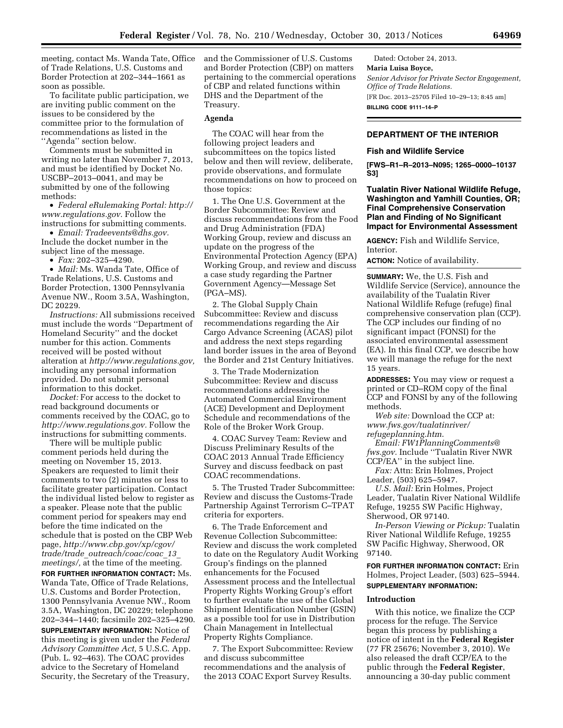meeting, contact Ms. Wanda Tate, Office of Trade Relations, U.S. Customs and Border Protection at 202–344–1661 as soon as possible.

To facilitate public participation, we are inviting public comment on the issues to be considered by the committee prior to the formulation of recommendations as listed in the ''Agenda'' section below.

Comments must be submitted in writing no later than November 7, 2013, and must be identified by Docket No. USCBP–2013–0041, and may be submitted by one of the following methods:

- *Federal eRulemaking Portal: http://www.regulations.gov.* Follow the instructions for submitting comments.
- *Email: Tradeevents@dhs.gov.* Include the docket number in the subject line of the message.
- *Fax:* 202–325–4290.
- *Mail:* Ms. Wanda Tate, Office of Trade Relations, U.S. Customs and Border Protection, 1300 Pennsylvania Avenue NW., Room 3.5A, Washington, DC 20229.

*Instructions:* All submissions received must include the words ''Department of Homeland Security'' and the docket number for this action. Comments received will be posted without alteration at *http://www.regulations.gov,* including any personal information provided. Do not submit personal information to this docket.

*Docket:* For access to the docket to read background documents or comments received by the COAC, go to *http://www.regulations.gov.* Follow the instructions for submitting comments.

There will be multiple public comment periods held during the meeting on November 15, 2013. Speakers are requested to limit their comments to two (2) minutes or less to facilitate greater participation. Contact the individual listed below to register as a speaker. Please note that the public comment period for speakers may end before the time indicated on the schedule that is posted on the CBP Web page, *http://www.cbp.gov/xp/cgov/trade/trade_outreach/coac/coac_13_meetings/,* at the time of the meeting.

**FOR FURTHER INFORMATION CONTACT:** Ms. Wanda Tate, Office of Trade Relations, U.S. Customs and Border Protection, 1300 Pennsylvania Avenue NW., Room 3.5A, Washington, DC 20229; telephone 202–344–1440; facsimile 202–325–4290.

**SUPPLEMENTARY INFORMATION:** Notice of this meeting is given under the *Federal Advisory Committee Act,* 5 U.S.C. App. (Pub. L. 92–463). The COAC provides advice to the Secretary of Homeland Security, the Secretary of the Treasury, and the Commissioner of U.S. Customs and Border Protection (CBP) on matters pertaining to the commercial operations of CBP and related functions within DHS and the Department of the Treasury.

## Agenda

The COAC will hear from the following project leaders and subcommittees on the topics listed below and then will review, deliberate, provide observations, and formulate recommendations on how to proceed on those topics:

1. The One U.S. Government at the Border Subcommittee: Review and discuss recommendations from the Food and Drug Administration (FDA) Working Group, review and discuss an update on the progress of the Environmental Protection Agency (EPA) Working Group, and review and discuss a case study regarding the Partner Government Agency—Message Set (PGA–MS).

2. The Global Supply Chain Subcommittee: Review and discuss recommendations regarding the Air Cargo Advance Screening (ACAS) pilot and address the next steps regarding land border issues in the area of Beyond the Border and 21st Century Initiatives.

3. The Trade Modernization Subcommittee: Review and discuss recommendations addressing the Automated Commercial Environment (ACE) Development and Deployment Schedule and recommendations of the Role of the Broker Work Group.

4. COAC Survey Team: Review and Discuss Preliminary Results of the COAC 2013 Annual Trade Efficiency Survey and discuss feedback on past COAC recommendations.

5. The Trusted Trader Subcommittee: Review and discuss the Customs-Trade Partnership Against Terrorism C–TPAT criteria for exporters.

6. The Trade Enforcement and Revenue Collection Subcommittee: Review and discuss the work completed to date on the Regulatory Audit Working Group's findings on the planned enhancements for the Focused Assessment process and the Intellectual Property Rights Working Group's effort to further evaluate the use of the Global Shipment Identification Number (GSIN) as a possible tool for use in Distribution Chain Management in Intellectual Property Rights Compliance.

7. The Export Subcommittee: Review and discuss subcommittee recommendations and the analysis of the 2013 COAC Export Survey Results.

Dated: October 24, 2013.

**Maria Luisa Boyce,**

*Senior Advisor for Private Sector Engagement, Office of Trade Relations.*

[FR Doc. 2013–25705 Filed 10–29–13; 8:45 am]

**BILLING CODE 9111–14–P**

## DEPARTMENT OF THE INTERIOR

### Fish and Wildlife Service

**[FWS–R1–R–2013–N095; 1265–0000–10137 S3]**

### Tualatin River National Wildlife Refuge, Washington and Yamhill Counties, OR; Final Comprehensive Conservation Plan and Finding of No Significant Impact for Environmental Assessment

**AGENCY:** Fish and Wildlife Service, Interior.

**ACTION:** Notice of availability.

**SUMMARY:** We, the U.S. Fish and Wildlife Service (Service), announce the availability of the Tualatin River National Wildlife Refuge (refuge) final comprehensive conservation plan (CCP). The CCP includes our finding of no significant impact (FONSI) for the associated environmental assessment (EA). In this final CCP, we describe how we will manage the refuge for the next 15 years.

**ADDRESSES:** You may view or request a printed or CD–ROM copy of the final CCP and FONSI by any of the following methods.

*Web site:* Download the CCP at: *www.fws.gov/tualatinriver/refugeplanning.htm.*

*Email: FW1PlanningComments@fws.gov.* Include ''Tualatin River NWR CCP/EA'' in the subject line.

*Fax:* Attn: Erin Holmes, Project Leader, (503) 625–5947.

*U.S. Mail:* Erin Holmes, Project Leader, Tualatin River National Wildlife Refuge, 19255 SW Pacific Highway, Sherwood, OR 97140.

*In-Person Viewing or Pickup:* Tualatin River National Wildlife Refuge, 19255 SW Pacific Highway, Sherwood, OR 97140.

**FOR FURTHER INFORMATION CONTACT:** Erin Holmes, Project Leader, (503) 625–5944.

**SUPPLEMENTARY INFORMATION:**

#### Introduction

With this notice, we finalize the CCP process for the refuge. The Service began this process by publishing a notice of intent in the **Federal Register** (77 FR 25676; November 3, 2010). We also released the draft CCP/EA to the public through the **Federal Register**, announcing a 30-day public comment